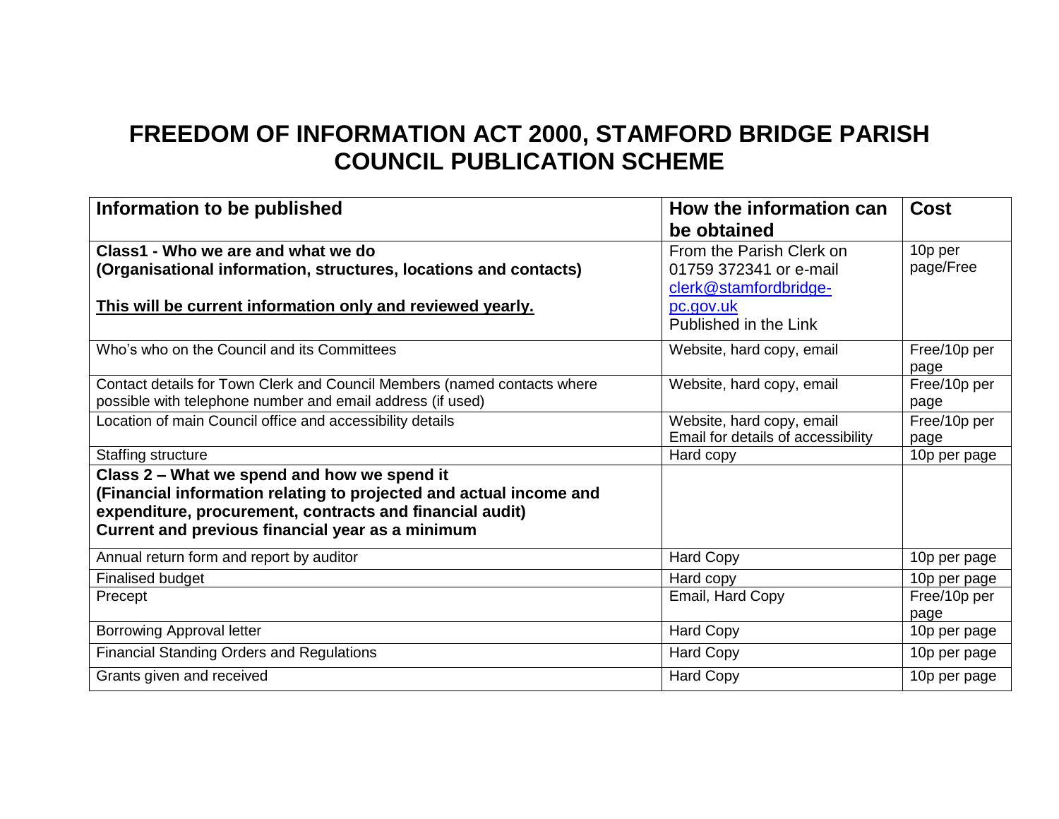# FREEDOM OF INFORMATION ACT 2000, STAMFORD BRIDGE PARISH COUNCIL PUBLICATION SCHEME

| Information to be published | How the information can be obtained | Cost |
| --- | --- | --- |
| **Class1 - Who we are and what we do**<br>**(Organisational information, structures, locations and contacts)**<br><br>**<u>This will be current information only and reviewed yearly.</u>** | From the Parish Clerk on 01759 372341 or e-mail clerk@stamfordbridge-pc.gov.uk<br>Published in the Link | 10p per page/Free |
| Who's who on the Council and its Committees | Website, hard copy, email | Free/10p per page |
| Contact details for Town Clerk and Council Members (named contacts where possible with telephone number and email address (if used) | Website, hard copy, email | Free/10p per page |
| Location of main Council office and accessibility details | Website, hard copy, email<br>Email for details of accessibility | Free/10p per page |
| Staffing structure | Hard copy | 10p per page |
| **Class 2 – What we spend and how we spend it**<br>**(Financial information relating to projected and actual income and expenditure, procurement, contracts and financial audit)**<br>**Current and previous financial year as a minimum** | | |
| Annual return form and report by auditor | Hard Copy | 10p per page |
| Finalised budget | Hard copy | 10p per page |
| Precept | Email, Hard Copy | Free/10p per page |
| Borrowing Approval letter | Hard Copy | 10p per page |
| Financial Standing Orders and Regulations | Hard Copy | 10p per page |
| Grants given and received | Hard Copy | 10p per page |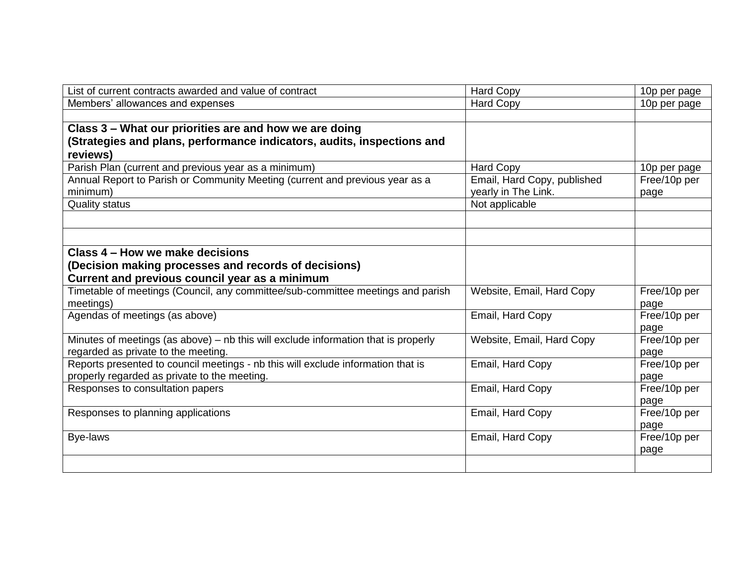| | | |
|---|---|---|
| List of current contracts awarded and value of contract | Hard Copy | 10p per page |
| Members' allowances and expenses | Hard Copy | 10p per page |
| | | |
| **Class 3 – What our priorities are and how we are doing (Strategies and plans, performance indicators, audits, inspections and reviews)** | | |
| Parish Plan (current and previous year as a minimum) | Hard Copy | 10p per page |
| Annual Report to Parish or Community Meeting (current and previous year as a minimum) | Email, Hard Copy, published yearly in The Link. | Free/10p per page |
| Quality status | Not applicable | |
| | | |
| | | |
| **Class 4 – How we make decisions (Decision making processes and records of decisions) Current and previous council year as a minimum** | | |
| Timetable of meetings (Council, any committee/sub-committee meetings and parish meetings) | Website, Email, Hard Copy | Free/10p per page |
| Agendas of meetings (as above) | Email, Hard Copy | Free/10p per page |
| Minutes of meetings (as above) – nb this will exclude information that is properly regarded as private to the meeting. | Website, Email, Hard Copy | Free/10p per page |
| Reports presented to council meetings - nb this will exclude information that is properly regarded as private to the meeting. | Email, Hard Copy | Free/10p per page |
| Responses to consultation papers | Email, Hard Copy | Free/10p per page |
| Responses to planning applications | Email, Hard Copy | Free/10p per page |
| Bye-laws | Email, Hard Copy | Free/10p per page |
| | | |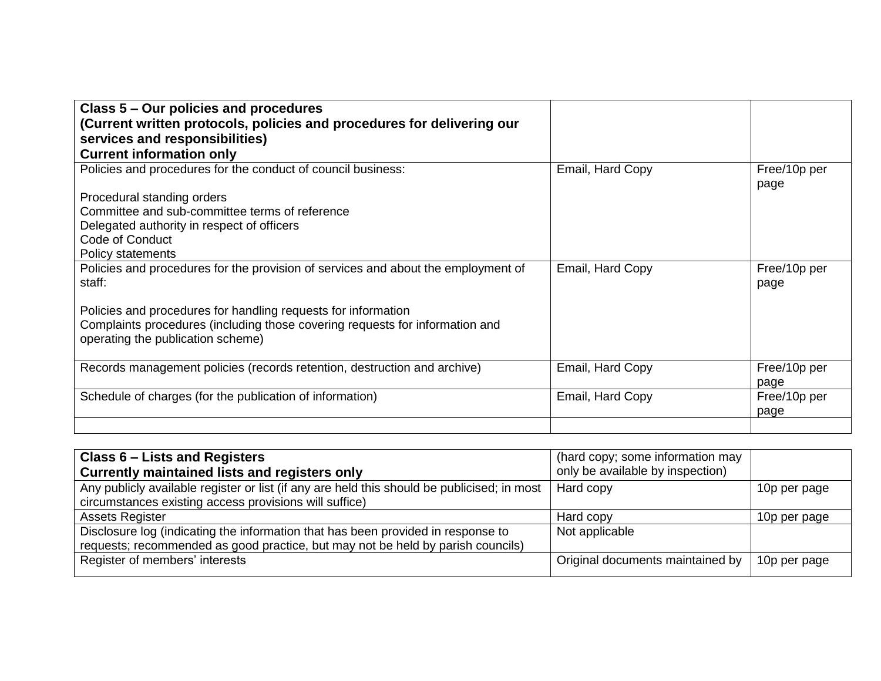| **Class 5 – Our policies and procedures (Current written protocols, policies and procedures for delivering our services and responsibilities) Current information only** | | |
| --- | --- | --- |
| Policies and procedures for the conduct of council business:<br><br>Procedural standing orders<br>Committee and sub-committee terms of reference<br>Delegated authority in respect of officers<br>Code of Conduct<br>Policy statements | Email, Hard Copy | Free/10p per page |
| Policies and procedures for the provision of services and about the employment of staff:<br><br>Policies and procedures for handling requests for information<br>Complaints procedures (including those covering requests for information and operating the publication scheme) | Email, Hard Copy | Free/10p per page |
| Records management policies (records retention, destruction and archive) | Email, Hard Copy | Free/10p per page |
| Schedule of charges (for the publication of information) | Email, Hard Copy | Free/10p per page |
| | | |

| **Class 6 – Lists and Registers Currently maintained lists and registers only** | (hard copy; some information may only be available by inspection) | |
| --- | --- | --- |
| Any publicly available register or list (if any are held this should be publicised; in most circumstances existing access provisions will suffice) | Hard copy | 10p per page |
| Assets Register | Hard copy | 10p per page |
| Disclosure log (indicating the information that has been provided in response to requests; recommended as good practice, but may not be held by parish councils) | Not applicable | |
| Register of members' interests | Original documents maintained by | 10p per page |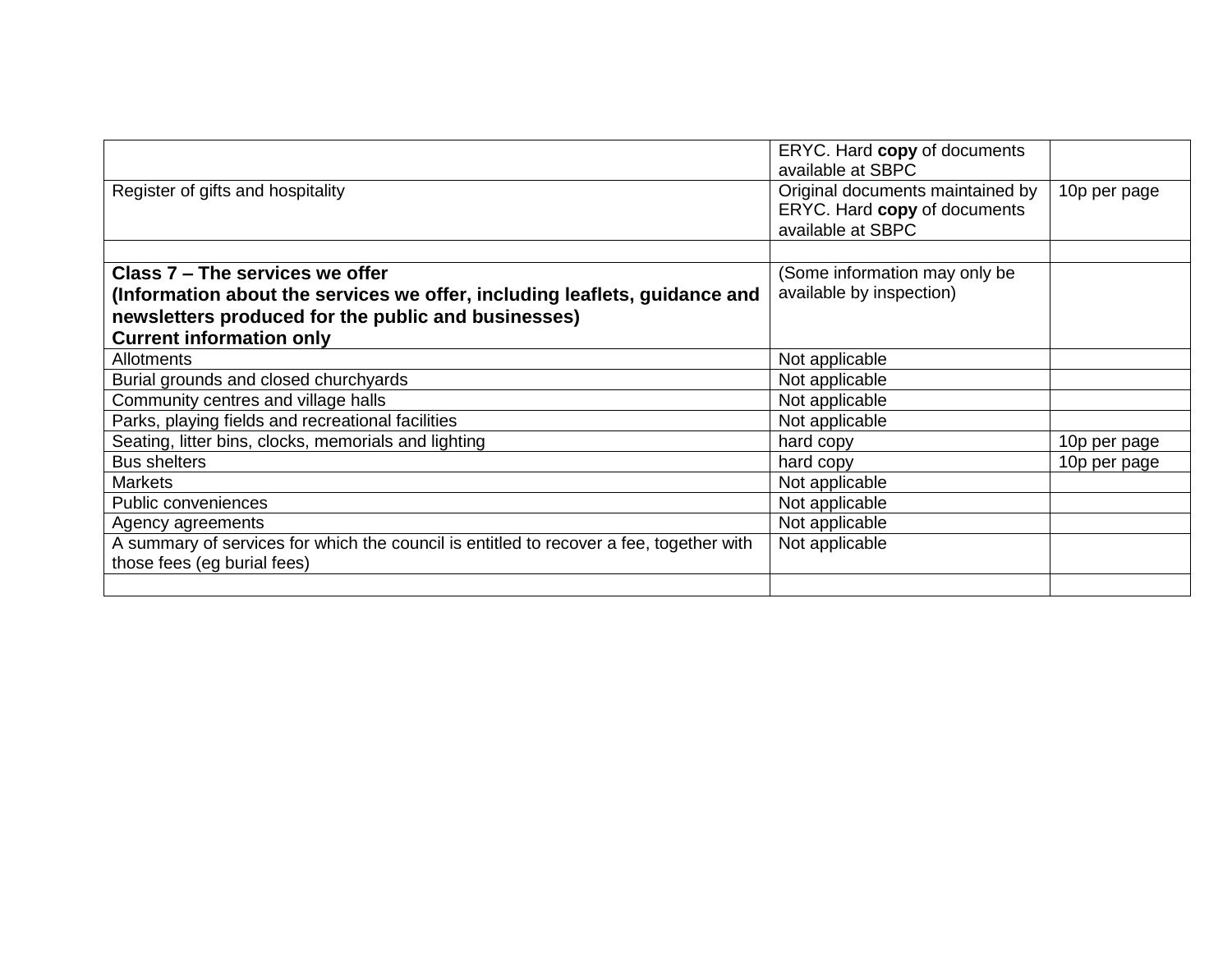| | | |
|---|---|---|
| | ERYC. Hard **copy** of documents available at SBPC | |
| Register of gifts and hospitality | Original documents maintained by ERYC. Hard **copy** of documents available at SBPC | 10p per page |
| | | |
| **Class 7 – The services we offer (Information about the services we offer, including leaflets, guidance and newsletters produced for the public and businesses) Current information only** | (Some information may only be available by inspection) | |
| Allotments | Not applicable | |
| Burial grounds and closed churchyards | Not applicable | |
| Community centres and village halls | Not applicable | |
| Parks, playing fields and recreational facilities | Not applicable | |
| Seating, litter bins, clocks, memorials and lighting | hard copy | 10p per page |
| Bus shelters | hard copy | 10p per page |
| Markets | Not applicable | |
| Public conveniences | Not applicable | |
| Agency agreements | Not applicable | |
| A summary of services for which the council is entitled to recover a fee, together with those fees (eg burial fees) | Not applicable | |
| | | |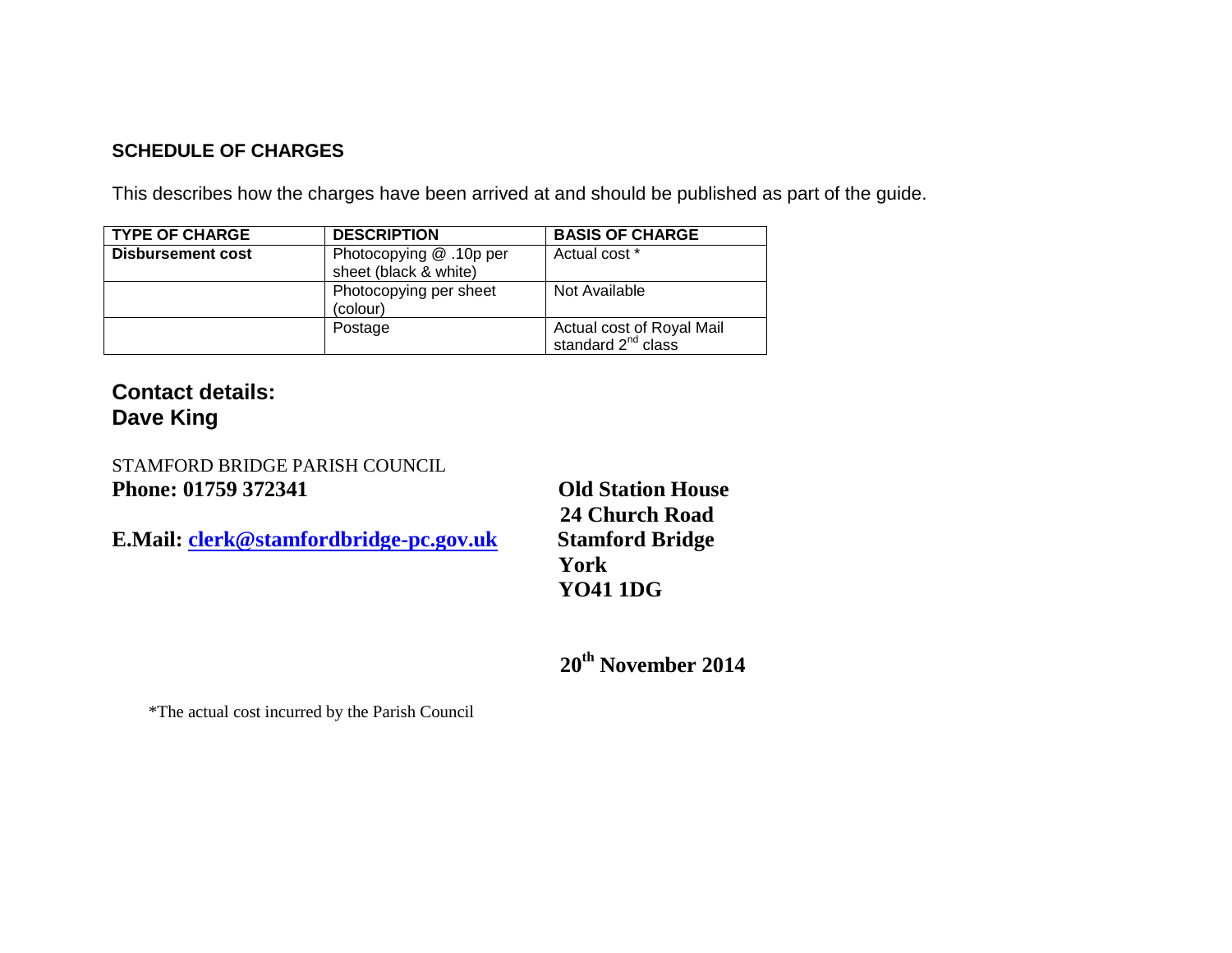## SCHEDULE OF CHARGES

This describes how the charges have been arrived at and should be published as part of the guide.

| TYPE OF CHARGE | DESCRIPTION | BASIS OF CHARGE |
| --- | --- | --- |
| **Disbursement cost** | Photocopying @ .10p per sheet (black & white) | Actual cost * |
| | Photocopying per sheet (colour) | Not Available |
| | Postage | Actual cost of Royal Mail standard 2nd class |

## Contact details:
## Dave King

STAMFORD BRIDGE PARISH COUNCIL
**Phone: 01759 372341**

**E.Mail: clerk@stamfordbridge-pc.gov.uk**

**Old Station House**
**24 Church Road**
**Stamford Bridge**
**York**
**YO41 1DG**

**20th November 2014**

*The actual cost incurred by the Parish Council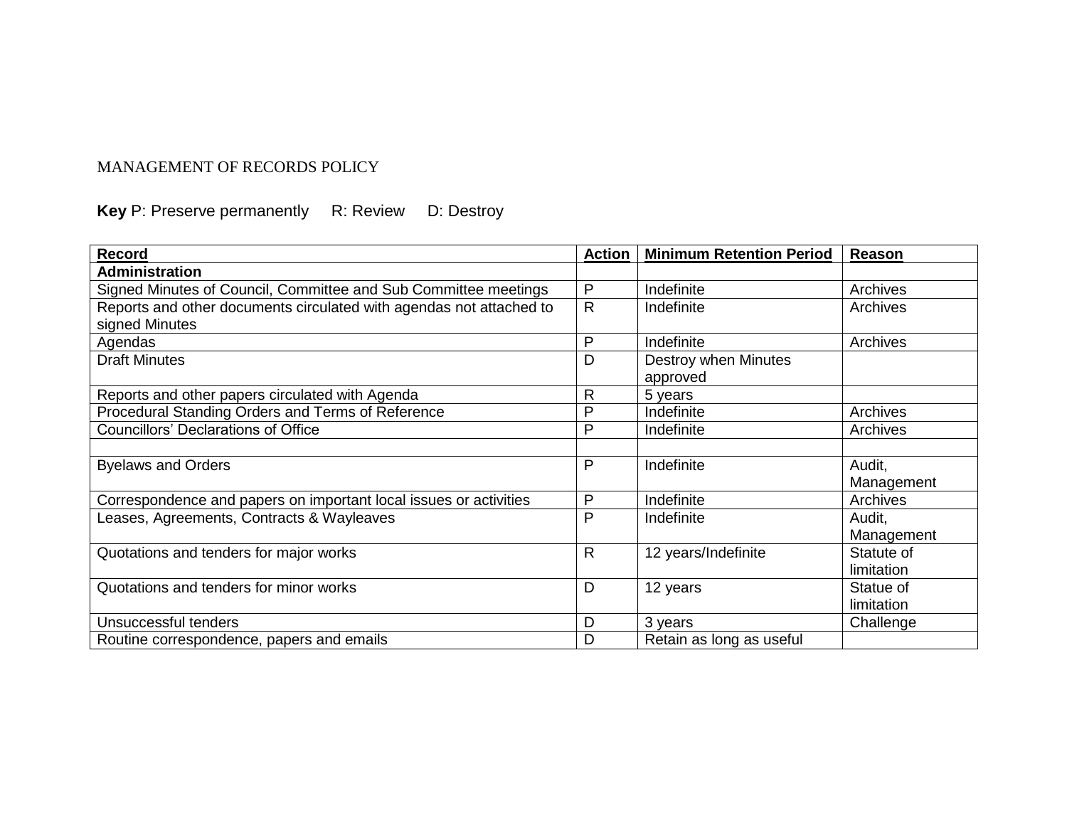MANAGEMENT OF RECORDS POLICY

**Key** P: Preserve permanently R: Review D: Destroy

| Record | Action | Minimum Retention Period | Reason |
|---|---|---|---|
| **Administration** | | | |
| Signed Minutes of Council, Committee and Sub Committee meetings | P | Indefinite | Archives |
| Reports and other documents circulated with agendas not attached to signed Minutes | R | Indefinite | Archives |
| Agendas | P | Indefinite | Archives |
| Draft Minutes | D | Destroy when Minutes approved | |
| Reports and other papers circulated with Agenda | R | 5 years | |
| Procedural Standing Orders and Terms of Reference | P | Indefinite | Archives |
| Councillors' Declarations of Office | P | Indefinite | Archives |
| | | | |
| Byelaws and Orders | P | Indefinite | Audit, Management |
| Correspondence and papers on important local issues or activities | P | Indefinite | Archives |
| Leases, Agreements, Contracts & Wayleaves | P | Indefinite | Audit, Management |
| Quotations and tenders for major works | R | 12 years/Indefinite | Statute of limitation |
| Quotations and tenders for minor works | D | 12 years | Statue of limitation |
| Unsuccessful tenders | D | 3 years | Challenge |
| Routine correspondence, papers and emails | D | Retain as long as useful | |